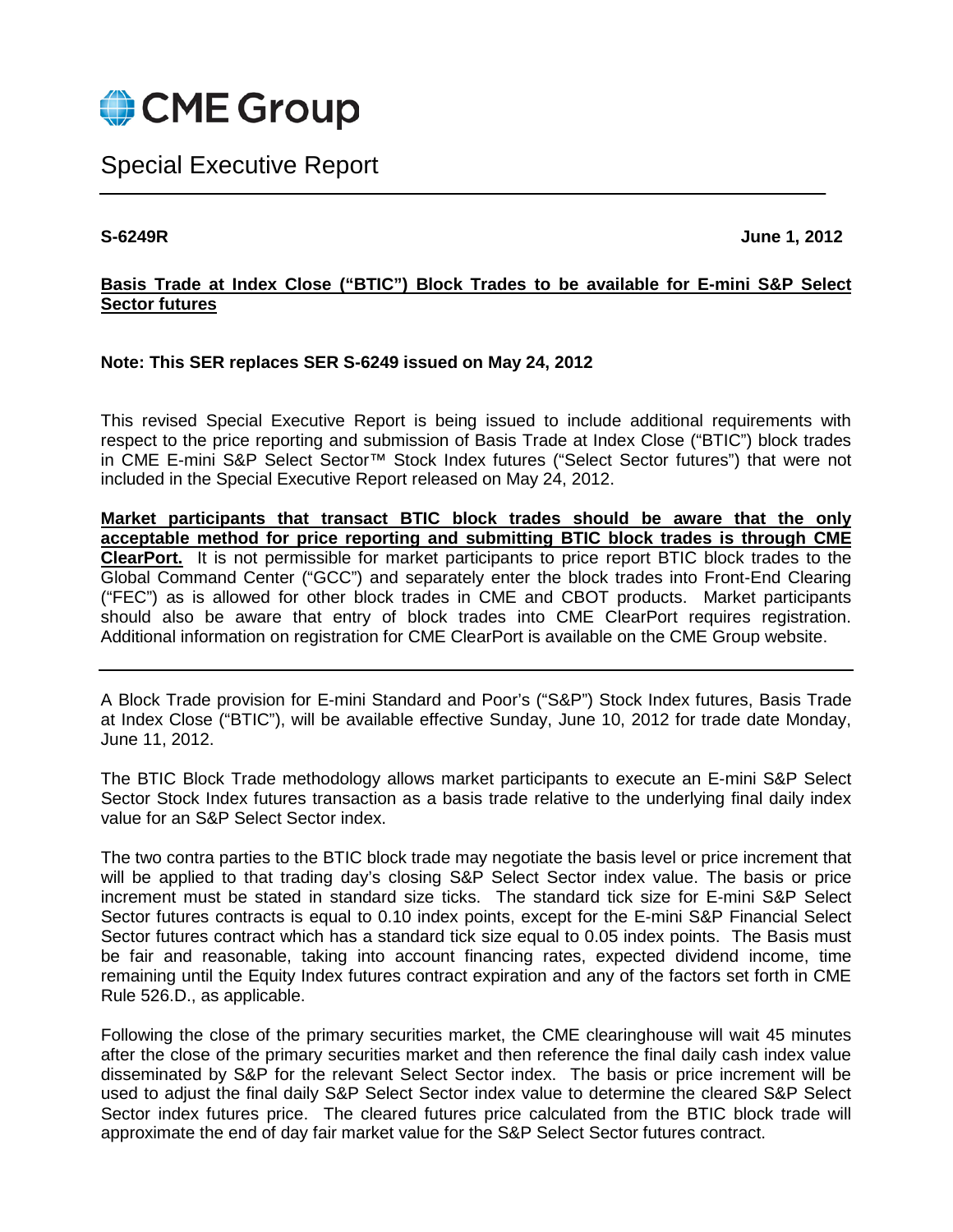# CME Group

## Special Executive Report

**S-6249R** **June 1, 2012**

**Basis Trade at Index Close ("BTIC") Block Trades to be available for E-mini S&P Select Sector futures**

**Note: This SER replaces SER S-6249 issued on May 24, 2012**

This revised Special Executive Report is being issued to include additional requirements with respect to the price reporting and submission of Basis Trade at Index Close ("BTIC") block trades in CME E-mini S&P Select Sector™ Stock Index futures ("Select Sector futures") that were not included in the Special Executive Report released on May 24, 2012.

**Market participants that transact BTIC block trades should be aware that the only acceptable method for price reporting and submitting BTIC block trades is through CME ClearPort.** It is not permissible for market participants to price report BTIC block trades to the Global Command Center ("GCC") and separately enter the block trades into Front-End Clearing ("FEC") as is allowed for other block trades in CME and CBOT products. Market participants should also be aware that entry of block trades into CME ClearPort requires registration. Additional information on registration for CME ClearPort is available on the CME Group website.

---

A Block Trade provision for E-mini Standard and Poor's ("S&P") Stock Index futures, Basis Trade at Index Close ("BTIC"), will be available effective Sunday, June 10, 2012 for trade date Monday, June 11, 2012.

The BTIC Block Trade methodology allows market participants to execute an E-mini S&P Select Sector Stock Index futures transaction as a basis trade relative to the underlying final daily index value for an S&P Select Sector index.

The two contra parties to the BTIC block trade may negotiate the basis level or price increment that will be applied to that trading day's closing S&P Select Sector index value. The basis or price increment must be stated in standard size ticks. The standard tick size for E-mini S&P Select Sector futures contracts is equal to 0.10 index points, except for the E-mini S&P Financial Select Sector futures contract which has a standard tick size equal to 0.05 index points. The Basis must be fair and reasonable, taking into account financing rates, expected dividend income, time remaining until the Equity Index futures contract expiration and any of the factors set forth in CME Rule 526.D., as applicable.

Following the close of the primary securities market, the CME clearinghouse will wait 45 minutes after the close of the primary securities market and then reference the final daily cash index value disseminated by S&P for the relevant Select Sector index. The basis or price increment will be used to adjust the final daily S&P Select Sector index value to determine the cleared S&P Select Sector index futures price. The cleared futures price calculated from the BTIC block trade will approximate the end of day fair market value for the S&P Select Sector futures contract.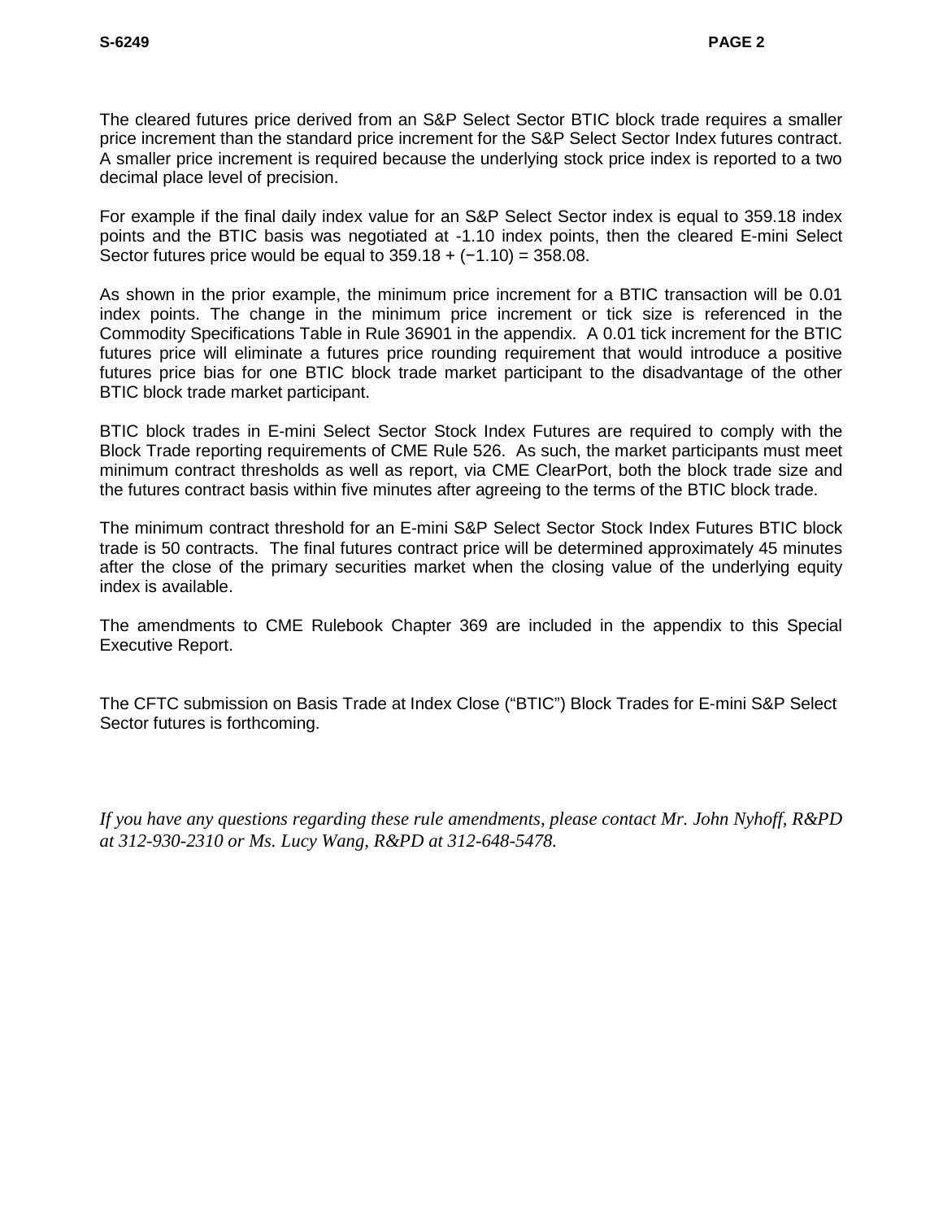The cleared futures price derived from an S&P Select Sector BTIC block trade requires a smaller price increment than the standard price increment for the S&P Select Sector Index futures contract. A smaller price increment is required because the underlying stock price index is reported to a two decimal place level of precision.

For example if the final daily index value for an S&P Select Sector index is equal to 359.18 index points and the BTIC basis was negotiated at -1.10 index points, then the cleared E-mini Select Sector futures price would be equal to $359.18 + (-1.10) = 358.08$.

As shown in the prior example, the minimum price increment for a BTIC transaction will be 0.01 index points. The change in the minimum price increment or tick size is referenced in the Commodity Specifications Table in Rule 36901 in the appendix. A 0.01 tick increment for the BTIC futures price will eliminate a futures price rounding requirement that would introduce a positive futures price bias for one BTIC block trade market participant to the disadvantage of the other BTIC block trade market participant.

BTIC block trades in E-mini Select Sector Stock Index Futures are required to comply with the Block Trade reporting requirements of CME Rule 526. As such, the market participants must meet minimum contract thresholds as well as report, via CME ClearPort, both the block trade size and the futures contract basis within five minutes after agreeing to the terms of the BTIC block trade.

The minimum contract threshold for an E-mini S&P Select Sector Stock Index Futures BTIC block trade is 50 contracts. The final futures contract price will be determined approximately 45 minutes after the close of the primary securities market when the closing value of the underlying equity index is available.

The amendments to CME Rulebook Chapter 369 are included in the appendix to this Special Executive Report.

The CFTC submission on Basis Trade at Index Close ("BTIC") Block Trades for E-mini S&P Select Sector futures is forthcoming.

*If you have any questions regarding these rule amendments, please contact Mr. John Nyhoff, R&PD at 312-930-2310 or Ms. Lucy Wang, R&PD at 312-648-5478.*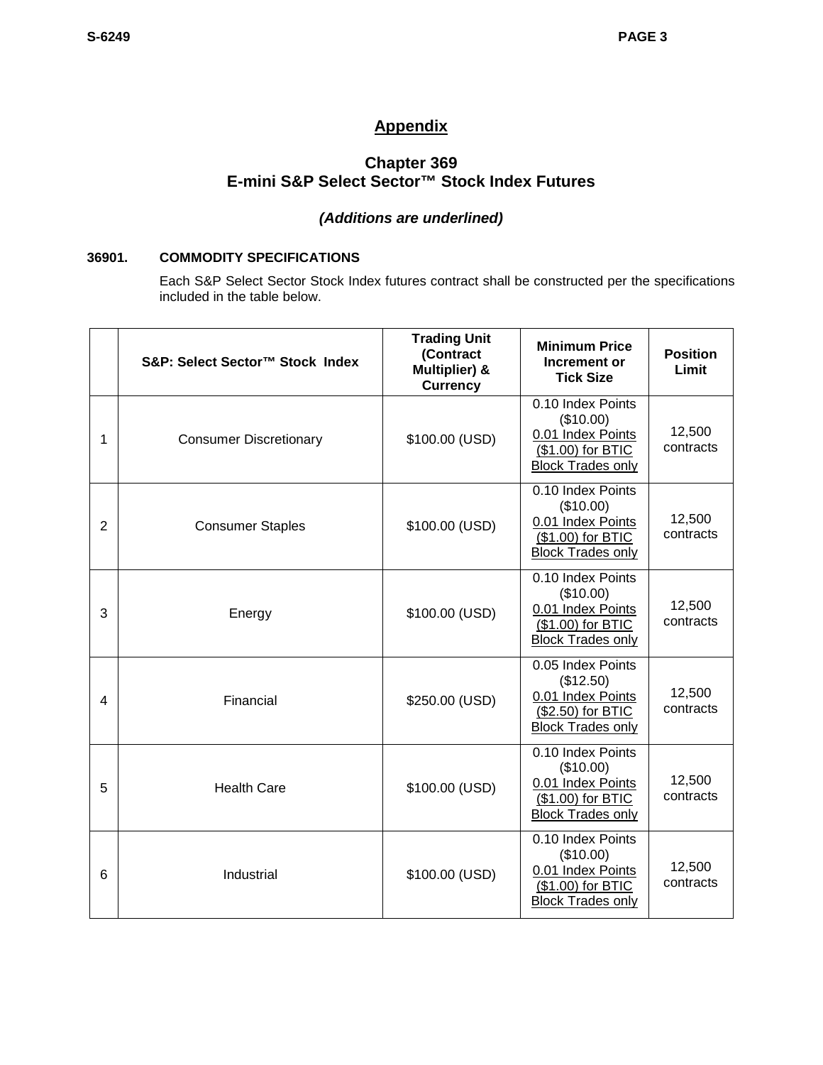# Appendix

## Chapter 369
## E-mini S&P Select Sector™ Stock Index Futures

***(Additions are underlined)***

**36901. COMMODITY SPECIFICATIONS**

Each S&P Select Sector Stock Index futures contract shall be constructed per the specifications included in the table below.

| | S&P: Select Sector™ Stock Index | Trading Unit (Contract Multiplier) & Currency | Minimum Price Increment or Tick Size | Position Limit |
|---|---|---|---|---|
| 1 | Consumer Discretionary | $100.00 (USD) | 0.10 Index Points ($10.00) <u>0.01 Index Points ($1.00) for BTIC Block Trades only</u> | 12,500 contracts |
| 2 | Consumer Staples | $100.00 (USD) | 0.10 Index Points ($10.00) <u>0.01 Index Points ($1.00) for BTIC Block Trades only</u> | 12,500 contracts |
| 3 | Energy | $100.00 (USD) | 0.10 Index Points ($10.00) <u>0.01 Index Points ($1.00) for BTIC Block Trades only</u> | 12,500 contracts |
| 4 | Financial | $250.00 (USD) | 0.05 Index Points ($12.50) <u>0.01 Index Points ($2.50) for BTIC Block Trades only</u> | 12,500 contracts |
| 5 | Health Care | $100.00 (USD) | 0.10 Index Points ($10.00) <u>0.01 Index Points ($1.00) for BTIC Block Trades only</u> | 12,500 contracts |
| 6 | Industrial | $100.00 (USD) | 0.10 Index Points ($10.00) <u>0.01 Index Points ($1.00) for BTIC Block Trades only</u> | 12,500 contracts |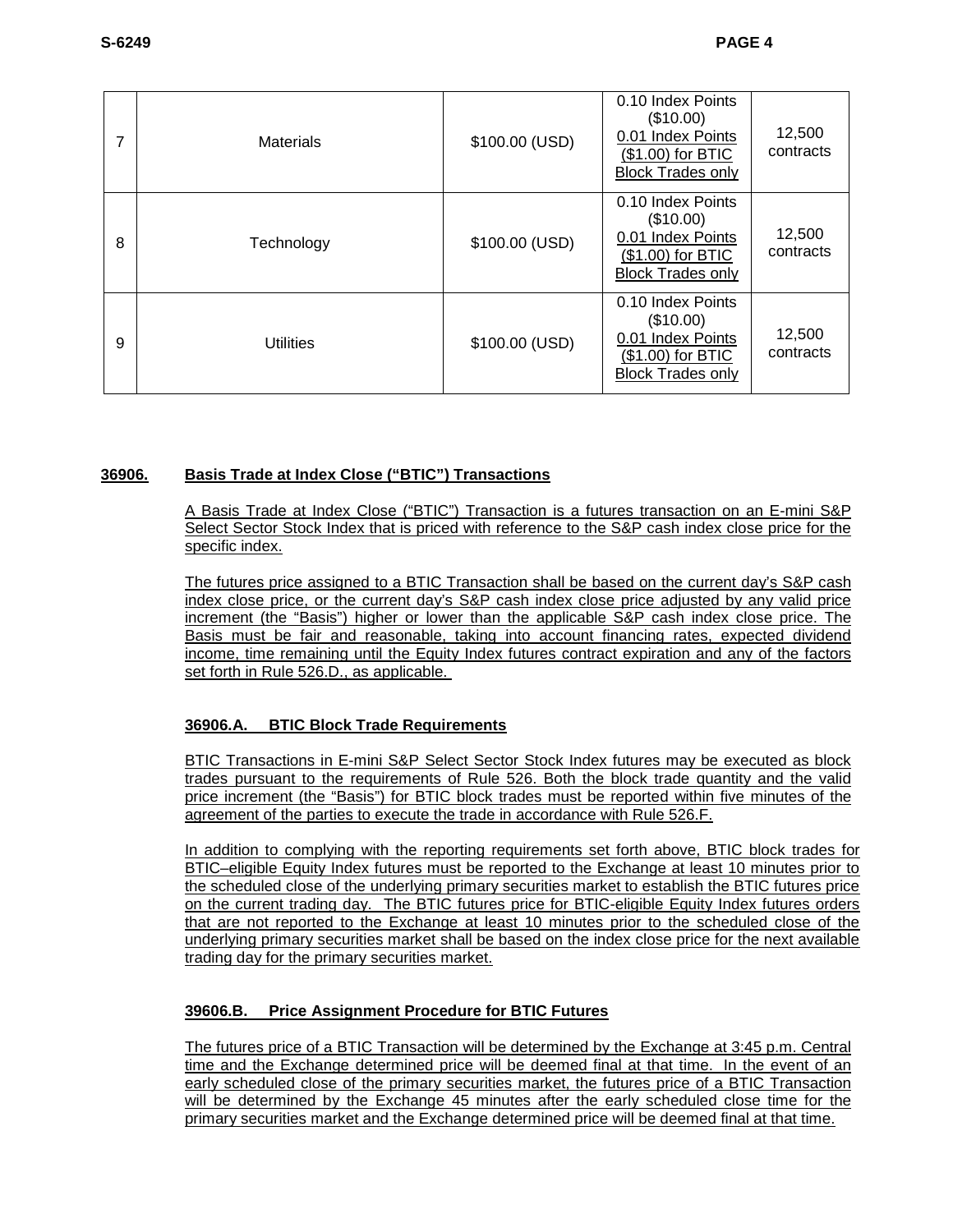| 7 | Materials | $100.00 (USD) | 0.10 Index Points ($10.00) <u>0.01 Index Points ($1.00) for BTIC Block Trades only</u> | 12,500 contracts |
|---|---|---|---|---|
| 8 | Technology | $100.00 (USD) | 0.10 Index Points ($10.00) <u>0.01 Index Points ($1.00) for BTIC Block Trades only</u> | 12,500 contracts |
| 9 | Utilities | $100.00 (USD) | 0.10 Index Points ($10.00) <u>0.01 Index Points ($1.00) for BTIC Block Trades only</u> | 12,500 contracts |

**36906. Basis Trade at Index Close ("BTIC") Transactions**

A Basis Trade at Index Close ("BTIC") Transaction is a futures transaction on an E-mini S&P Select Sector Stock Index that is priced with reference to the S&P cash index close price for the specific index.

The futures price assigned to a BTIC Transaction shall be based on the current day's S&P cash index close price, or the current day's S&P cash index close price adjusted by any valid price increment (the "Basis") higher or lower than the applicable S&P cash index close price. The Basis must be fair and reasonable, taking into account financing rates, expected dividend income, time remaining until the Equity Index futures contract expiration and any of the factors set forth in Rule 526.D., as applicable.

**36906.A. BTIC Block Trade Requirements**

BTIC Transactions in E-mini S&P Select Sector Stock Index futures may be executed as block trades pursuant to the requirements of Rule 526. Both the block trade quantity and the valid price increment (the "Basis") for BTIC block trades must be reported within five minutes of the agreement of the parties to execute the trade in accordance with Rule 526.F.

In addition to complying with the reporting requirements set forth above, BTIC block trades for BTIC–eligible Equity Index futures must be reported to the Exchange at least 10 minutes prior to the scheduled close of the underlying primary securities market to establish the BTIC futures price on the current trading day. The BTIC futures price for BTIC-eligible Equity Index futures orders that are not reported to the Exchange at least 10 minutes prior to the scheduled close of the underlying primary securities market shall be based on the index close price for the next available trading day for the primary securities market.

**39606.B. Price Assignment Procedure for BTIC Futures**

The futures price of a BTIC Transaction will be determined by the Exchange at 3:45 p.m. Central time and the Exchange determined price will be deemed final at that time. In the event of an early scheduled close of the primary securities market, the futures price of a BTIC Transaction will be determined by the Exchange 45 minutes after the early scheduled close time for the primary securities market and the Exchange determined price will be deemed final at that time.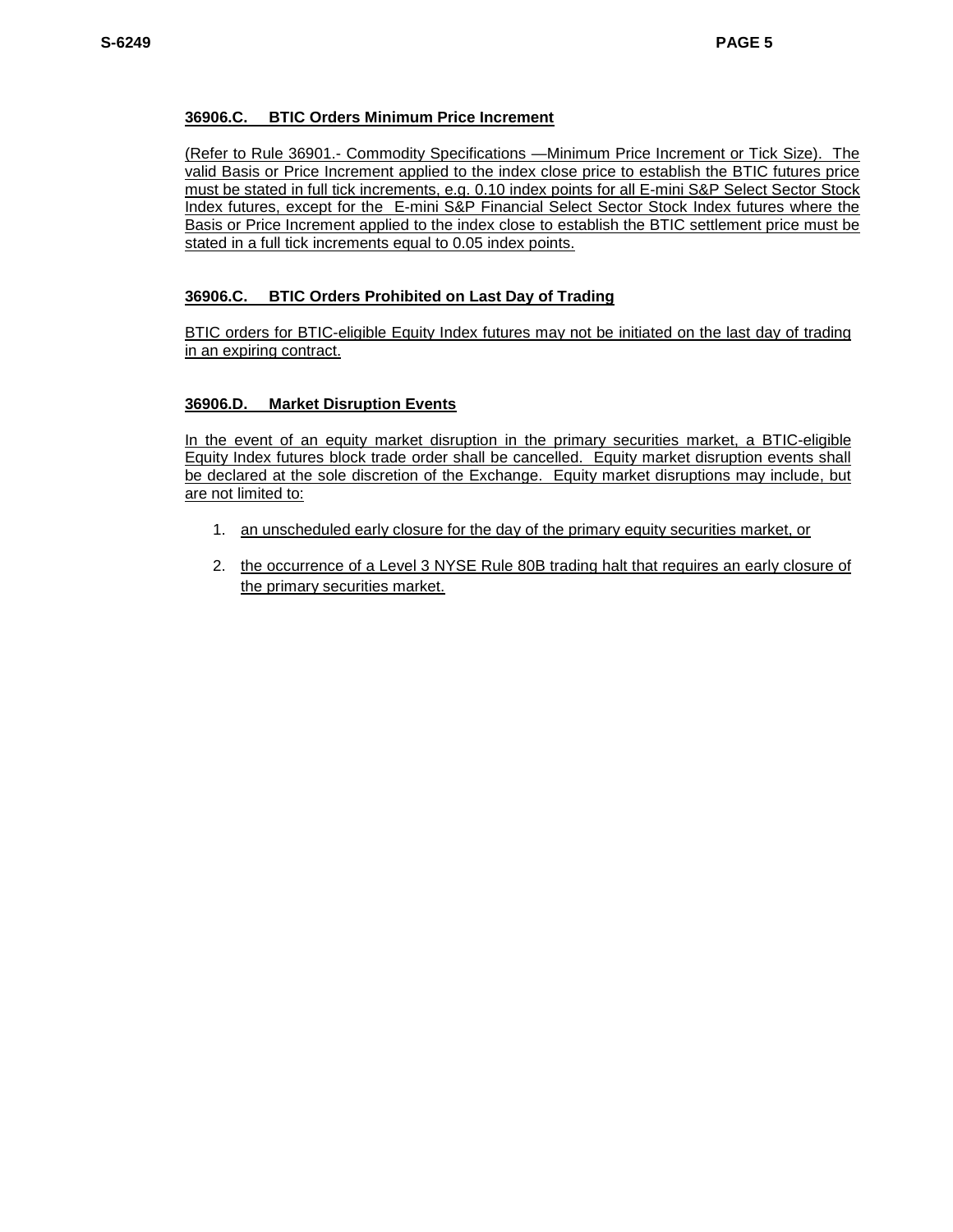### 36906.C. BTIC Orders Minimum Price Increment

(Refer to Rule 36901.- Commodity Specifications —Minimum Price Increment or Tick Size). The valid Basis or Price Increment applied to the index close price to establish the BTIC futures price must be stated in full tick increments, e.g. 0.10 index points for all E-mini S&P Select Sector Stock Index futures, except for the E-mini S&P Financial Select Sector Stock Index futures where the Basis or Price Increment applied to the index close to establish the BTIC settlement price must be stated in a full tick increments equal to 0.05 index points.

### 36906.C. BTIC Orders Prohibited on Last Day of Trading

BTIC orders for BTIC-eligible Equity Index futures may not be initiated on the last day of trading in an expiring contract.

### 36906.D. Market Disruption Events

In the event of an equity market disruption in the primary securities market, a BTIC-eligible Equity Index futures block trade order shall be cancelled. Equity market disruption events shall be declared at the sole discretion of the Exchange. Equity market disruptions may include, but are not limited to:

1. an unscheduled early closure for the day of the primary equity securities market, or
2. the occurrence of a Level 3 NYSE Rule 80B trading halt that requires an early closure of the primary securities market.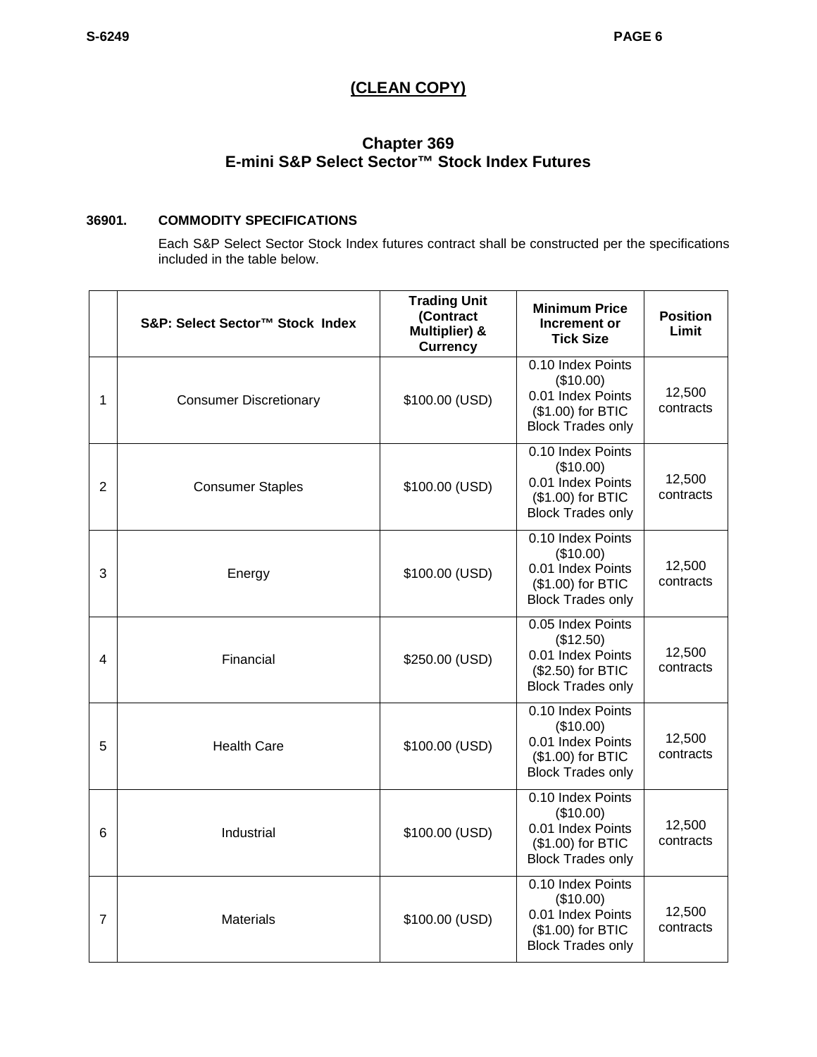**(CLEAN COPY)**

## Chapter 369
## E-mini S&P Select Sector™ Stock Index Futures

### 36901. COMMODITY SPECIFICATIONS

Each S&P Select Sector Stock Index futures contract shall be constructed per the specifications included in the table below.

| | S&P: Select Sector™ Stock Index | Trading Unit (Contract Multiplier) & Currency | Minimum Price Increment or Tick Size | Position Limit |
|---|---|---|---|---|
| 1 | Consumer Discretionary | $100.00 (USD) | 0.10 Index Points ($10.00) 0.01 Index Points ($1.00) for BTIC Block Trades only | 12,500 contracts |
| 2 | Consumer Staples | $100.00 (USD) | 0.10 Index Points ($10.00) 0.01 Index Points ($1.00) for BTIC Block Trades only | 12,500 contracts |
| 3 | Energy | $100.00 (USD) | 0.10 Index Points ($10.00) 0.01 Index Points ($1.00) for BTIC Block Trades only | 12,500 contracts |
| 4 | Financial | $250.00 (USD) | 0.05 Index Points ($12.50) 0.01 Index Points ($2.50) for BTIC Block Trades only | 12,500 contracts |
| 5 | Health Care | $100.00 (USD) | 0.10 Index Points ($10.00) 0.01 Index Points ($1.00) for BTIC Block Trades only | 12,500 contracts |
| 6 | Industrial | $100.00 (USD) | 0.10 Index Points ($10.00) 0.01 Index Points ($1.00) for BTIC Block Trades only | 12,500 contracts |
| 7 | Materials | $100.00 (USD) | 0.10 Index Points ($10.00) 0.01 Index Points ($1.00) for BTIC Block Trades only | 12,500 contracts |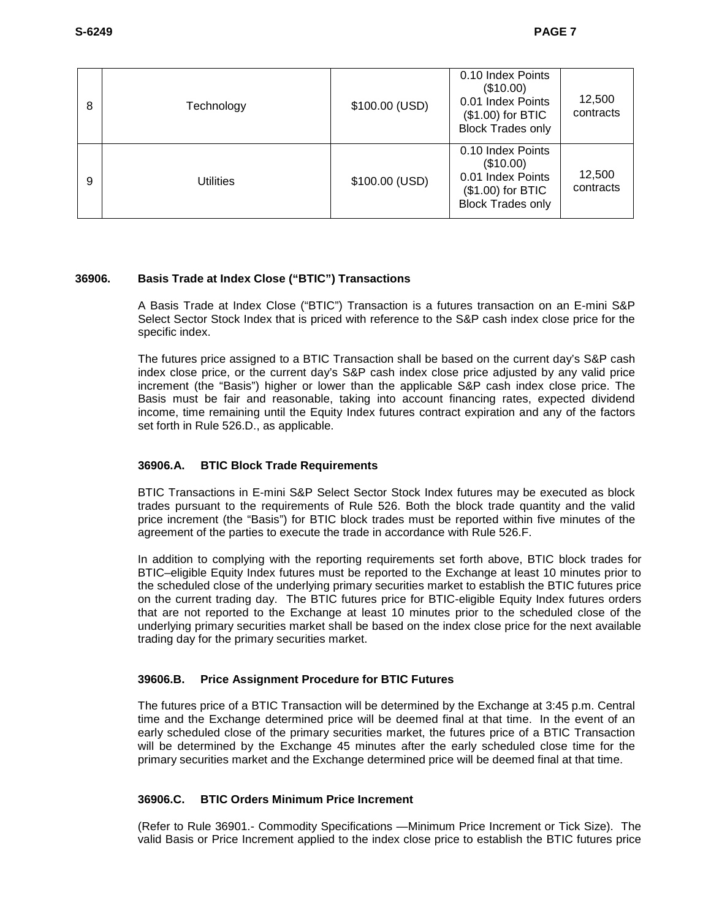| 8 | Technology | $100.00 (USD) | 0.10 Index Points ($10.00) 0.01 Index Points ($1.00) for BTIC Block Trades only | 12,500 contracts |
|---|---|---|---|---|
| 9 | Utilities | $100.00 (USD) | 0.10 Index Points ($10.00) 0.01 Index Points ($1.00) for BTIC Block Trades only | 12,500 contracts |

### 36906. Basis Trade at Index Close ("BTIC") Transactions

A Basis Trade at Index Close ("BTIC") Transaction is a futures transaction on an E-mini S&P Select Sector Stock Index that is priced with reference to the S&P cash index close price for the specific index.

The futures price assigned to a BTIC Transaction shall be based on the current day's S&P cash index close price, or the current day's S&P cash index close price adjusted by any valid price increment (the "Basis") higher or lower than the applicable S&P cash index close price. The Basis must be fair and reasonable, taking into account financing rates, expected dividend income, time remaining until the Equity Index futures contract expiration and any of the factors set forth in Rule 526.D., as applicable.

#### 36906.A. BTIC Block Trade Requirements

BTIC Transactions in E-mini S&P Select Sector Stock Index futures may be executed as block trades pursuant to the requirements of Rule 526. Both the block trade quantity and the valid price increment (the "Basis") for BTIC block trades must be reported within five minutes of the agreement of the parties to execute the trade in accordance with Rule 526.F.

In addition to complying with the reporting requirements set forth above, BTIC block trades for BTIC–eligible Equity Index futures must be reported to the Exchange at least 10 minutes prior to the scheduled close of the underlying primary securities market to establish the BTIC futures price on the current trading day. The BTIC futures price for BTIC-eligible Equity Index futures orders that are not reported to the Exchange at least 10 minutes prior to the scheduled close of the underlying primary securities market shall be based on the index close price for the next available trading day for the primary securities market.

#### 39606.B. Price Assignment Procedure for BTIC Futures

The futures price of a BTIC Transaction will be determined by the Exchange at 3:45 p.m. Central time and the Exchange determined price will be deemed final at that time. In the event of an early scheduled close of the primary securities market, the futures price of a BTIC Transaction will be determined by the Exchange 45 minutes after the early scheduled close time for the primary securities market and the Exchange determined price will be deemed final at that time.

#### 36906.C. BTIC Orders Minimum Price Increment

(Refer to Rule 36901.- Commodity Specifications —Minimum Price Increment or Tick Size). The valid Basis or Price Increment applied to the index close price to establish the BTIC futures price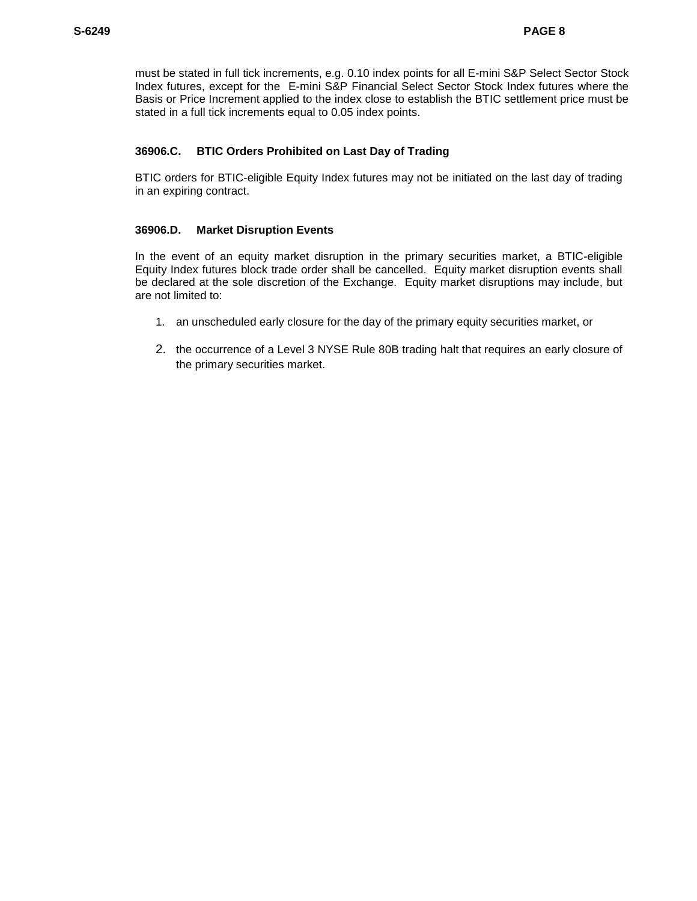must be stated in full tick increments, e.g. 0.10 index points for all E-mini S&P Select Sector Stock Index futures, except for the E-mini S&P Financial Select Sector Stock Index futures where the Basis or Price Increment applied to the index close to establish the BTIC settlement price must be stated in a full tick increments equal to 0.05 index points.

**36906.C. BTIC Orders Prohibited on Last Day of Trading**

BTIC orders for BTIC-eligible Equity Index futures may not be initiated on the last day of trading in an expiring contract.

**36906.D. Market Disruption Events**

In the event of an equity market disruption in the primary securities market, a BTIC-eligible Equity Index futures block trade order shall be cancelled. Equity market disruption events shall be declared at the sole discretion of the Exchange. Equity market disruptions may include, but are not limited to:

1. an unscheduled early closure for the day of the primary equity securities market, or
2. the occurrence of a Level 3 NYSE Rule 80B trading halt that requires an early closure of the primary securities market.